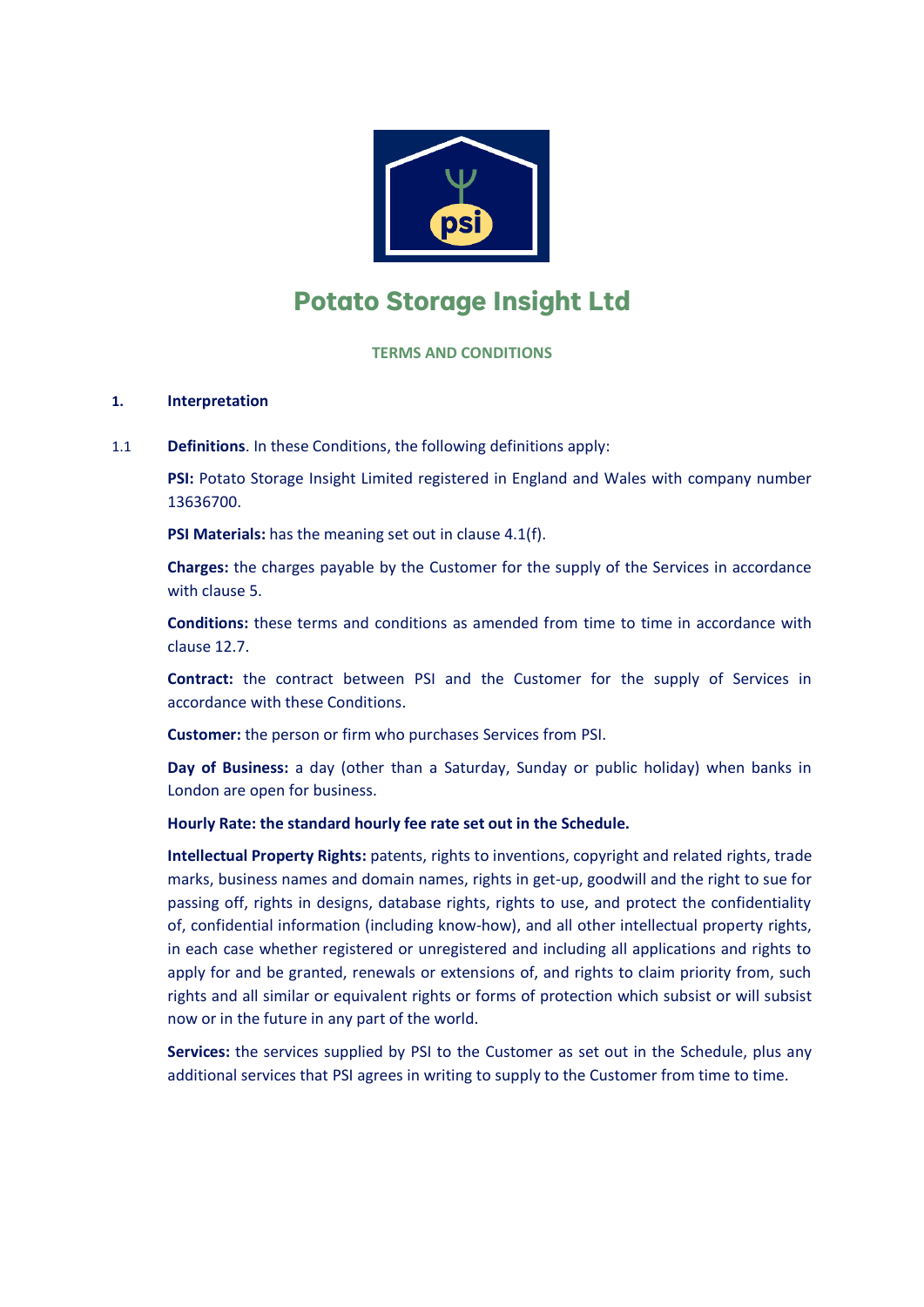# Potato Storage Insight Ltd

## TERMS AND CONDITIONS

### 1. Interpretation

1.1 **Definitions**. In these Conditions, the following definitions apply:

**PSI:** Potato Storage Insight Limited registered in England and Wales with company number 13636700.

**PSI Materials:** has the meaning set out in clause 4.1(f).

**Charges:** the charges payable by the Customer for the supply of the Services in accordance with clause 5.

**Conditions:** these terms and conditions as amended from time to time in accordance with clause 12.7.

**Contract:** the contract between PSI and the Customer for the supply of Services in accordance with these Conditions.

**Customer:** the person or firm who purchases Services from PSI.

**Day of Business:** a day (other than a Saturday, Sunday or public holiday) when banks in London are open for business.

**Hourly Rate: the standard hourly fee rate set out in the Schedule.**

**Intellectual Property Rights:** patents, rights to inventions, copyright and related rights, trade marks, business names and domain names, rights in get-up, goodwill and the right to sue for passing off, rights in designs, database rights, rights to use, and protect the confidentiality of, confidential information (including know-how), and all other intellectual property rights, in each case whether registered or unregistered and including all applications and rights to apply for and be granted, renewals or extensions of, and rights to claim priority from, such rights and all similar or equivalent rights or forms of protection which subsist or will subsist now or in the future in any part of the world.

**Services:** the services supplied by PSI to the Customer as set out in the Schedule, plus any additional services that PSI agrees in writing to supply to the Customer from time to time.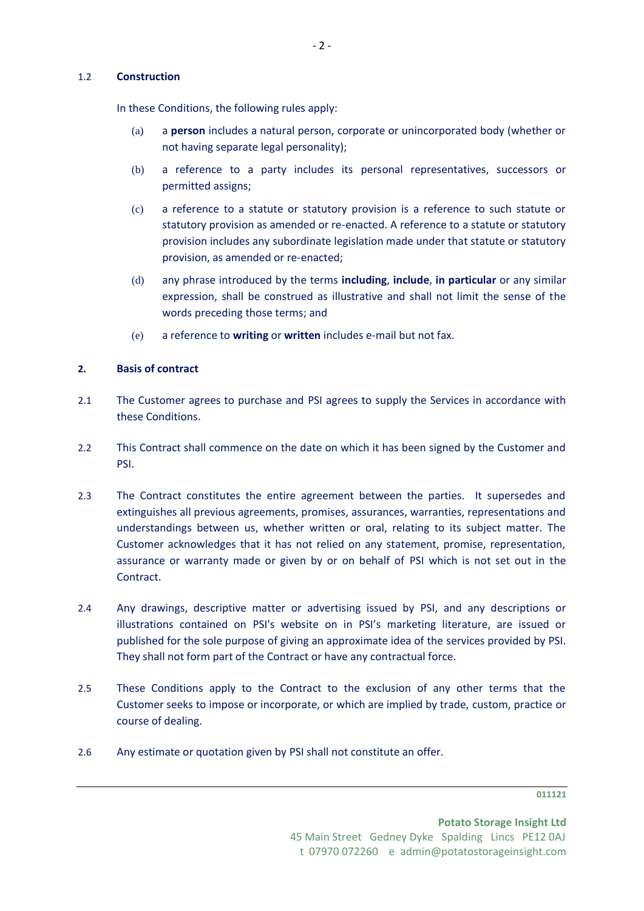### 1.2 Construction

In these Conditions, the following rules apply:

(a) a **person** includes a natural person, corporate or unincorporated body (whether or not having separate legal personality);

(b) a reference to a party includes its personal representatives, successors or permitted assigns;

(c) a reference to a statute or statutory provision is a reference to such statute or statutory provision as amended or re-enacted. A reference to a statute or statutory provision includes any subordinate legislation made under that statute or statutory provision, as amended or re-enacted;

(d) any phrase introduced by the terms **including**, **include**, **in particular** or any similar expression, shall be construed as illustrative and shall not limit the sense of the words preceding those terms; and

(e) a reference to **writing** or **written** includes e-mail but not fax.

## 2. Basis of contract

2.1 The Customer agrees to purchase and PSI agrees to supply the Services in accordance with these Conditions.

2.2 This Contract shall commence on the date on which it has been signed by the Customer and PSI.

2.3 The Contract constitutes the entire agreement between the parties. It supersedes and extinguishes all previous agreements, promises, assurances, warranties, representations and understandings between us, whether written or oral, relating to its subject matter. The Customer acknowledges that it has not relied on any statement, promise, representation, assurance or warranty made or given by or on behalf of PSI which is not set out in the Contract.

2.4 Any drawings, descriptive matter or advertising issued by PSI, and any descriptions or illustrations contained on PSI's website on in PSI's marketing literature, are issued or published for the sole purpose of giving an approximate idea of the services provided by PSI. They shall not form part of the Contract or have any contractual force.

2.5 These Conditions apply to the Contract to the exclusion of any other terms that the Customer seeks to impose or incorporate, or which are implied by trade, custom, practice or course of dealing.

2.6 Any estimate or quotation given by PSI shall not constitute an offer.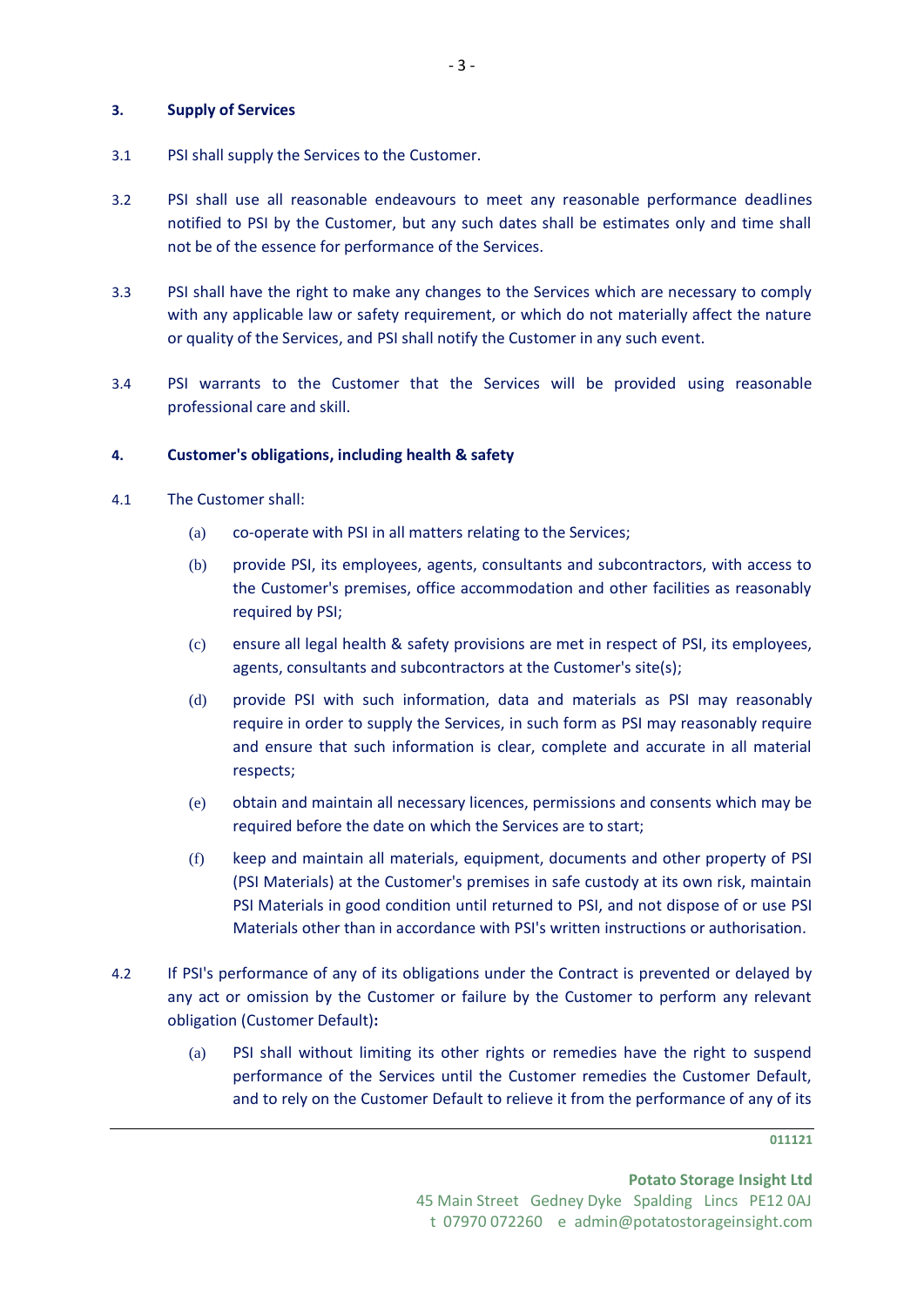**3. Supply of Services**

3.1 PSI shall supply the Services to the Customer.

3.2 PSI shall use all reasonable endeavours to meet any reasonable performance deadlines notified to PSI by the Customer, but any such dates shall be estimates only and time shall not be of the essence for performance of the Services.

3.3 PSI shall have the right to make any changes to the Services which are necessary to comply with any applicable law or safety requirement, or which do not materially affect the nature or quality of the Services, and PSI shall notify the Customer in any such event.

3.4 PSI warrants to the Customer that the Services will be provided using reasonable professional care and skill.

**4. Customer's obligations, including health & safety**

4.1 The Customer shall:

(a) co-operate with PSI in all matters relating to the Services;

(b) provide PSI, its employees, agents, consultants and subcontractors, with access to the Customer's premises, office accommodation and other facilities as reasonably required by PSI;

(c) ensure all legal health & safety provisions are met in respect of PSI, its employees, agents, consultants and subcontractors at the Customer's site(s);

(d) provide PSI with such information, data and materials as PSI may reasonably require in order to supply the Services, in such form as PSI may reasonably require and ensure that such information is clear, complete and accurate in all material respects;

(e) obtain and maintain all necessary licences, permissions and consents which may be required before the date on which the Services are to start;

(f) keep and maintain all materials, equipment, documents and other property of PSI (PSI Materials) at the Customer's premises in safe custody at its own risk, maintain PSI Materials in good condition until returned to PSI, and not dispose of or use PSI Materials other than in accordance with PSI's written instructions or authorisation.

4.2 If PSI's performance of any of its obligations under the Contract is prevented or delayed by any act or omission by the Customer or failure by the Customer to perform any relevant obligation (Customer Default)**:**

(a) PSI shall without limiting its other rights or remedies have the right to suspend performance of the Services until the Customer remedies the Customer Default, and to rely on the Customer Default to relieve it from the performance of any of its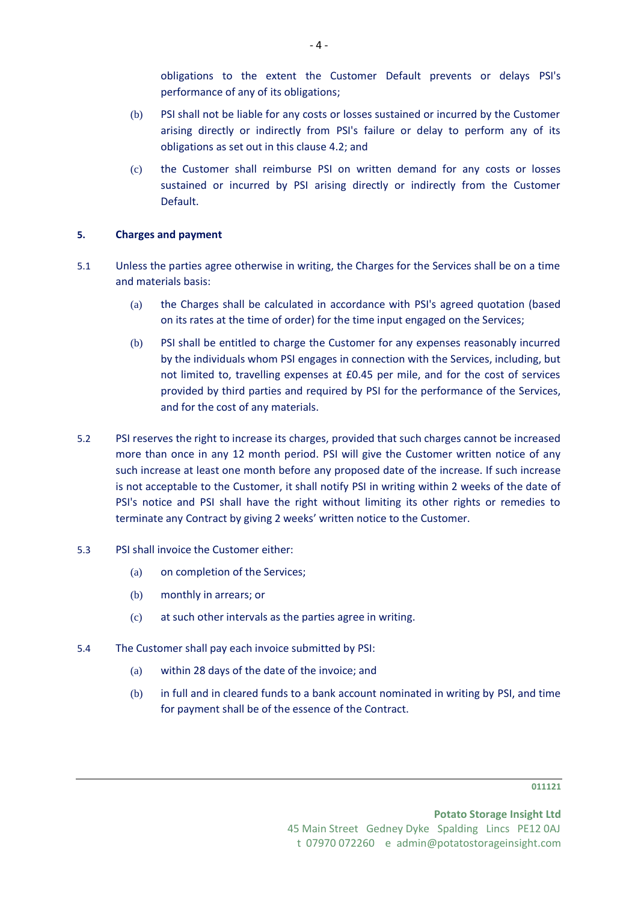obligations to the extent the Customer Default prevents or delays PSI's performance of any of its obligations;

(b) PSI shall not be liable for any costs or losses sustained or incurred by the Customer arising directly or indirectly from PSI's failure or delay to perform any of its obligations as set out in this clause 4.2; and

(c) the Customer shall reimburse PSI on written demand for any costs or losses sustained or incurred by PSI arising directly or indirectly from the Customer Default.

**5. Charges and payment**

5.1 Unless the parties agree otherwise in writing, the Charges for the Services shall be on a time and materials basis:

(a) the Charges shall be calculated in accordance with PSI's agreed quotation (based on its rates at the time of order) for the time input engaged on the Services;

(b) PSI shall be entitled to charge the Customer for any expenses reasonably incurred by the individuals whom PSI engages in connection with the Services, including, but not limited to, travelling expenses at £0.45 per mile, and for the cost of services provided by third parties and required by PSI for the performance of the Services, and for the cost of any materials.

5.2 PSI reserves the right to increase its charges, provided that such charges cannot be increased more than once in any 12 month period. PSI will give the Customer written notice of any such increase at least one month before any proposed date of the increase. If such increase is not acceptable to the Customer, it shall notify PSI in writing within 2 weeks of the date of PSI's notice and PSI shall have the right without limiting its other rights or remedies to terminate any Contract by giving 2 weeks' written notice to the Customer.

5.3 PSI shall invoice the Customer either:

(a) on completion of the Services;

(b) monthly in arrears; or

(c) at such other intervals as the parties agree in writing.

5.4 The Customer shall pay each invoice submitted by PSI:

(a) within 28 days of the date of the invoice; and

(b) in full and in cleared funds to a bank account nominated in writing by PSI, and time for payment shall be of the essence of the Contract.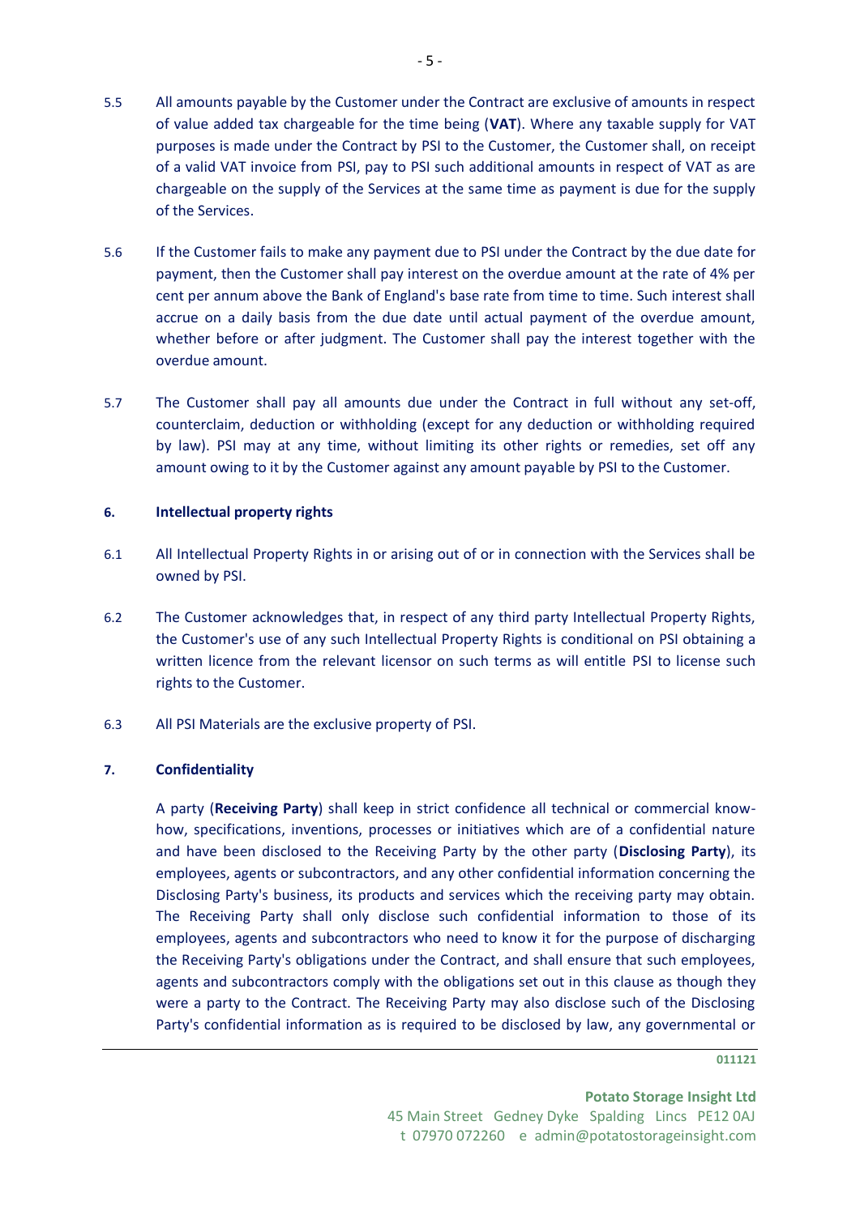5.5 All amounts payable by the Customer under the Contract are exclusive of amounts in respect of value added tax chargeable for the time being (**VAT**). Where any taxable supply for VAT purposes is made under the Contract by PSI to the Customer, the Customer shall, on receipt of a valid VAT invoice from PSI, pay to PSI such additional amounts in respect of VAT as are chargeable on the supply of the Services at the same time as payment is due for the supply of the Services.

5.6 If the Customer fails to make any payment due to PSI under the Contract by the due date for payment, then the Customer shall pay interest on the overdue amount at the rate of 4% per cent per annum above the Bank of England's base rate from time to time. Such interest shall accrue on a daily basis from the due date until actual payment of the overdue amount, whether before or after judgment. The Customer shall pay the interest together with the overdue amount.

5.7 The Customer shall pay all amounts due under the Contract in full without any set-off, counterclaim, deduction or withholding (except for any deduction or withholding required by law). PSI may at any time, without limiting its other rights or remedies, set off any amount owing to it by the Customer against any amount payable by PSI to the Customer.

**6. Intellectual property rights**

6.1 All Intellectual Property Rights in or arising out of or in connection with the Services shall be owned by PSI.

6.2 The Customer acknowledges that, in respect of any third party Intellectual Property Rights, the Customer's use of any such Intellectual Property Rights is conditional on PSI obtaining a written licence from the relevant licensor on such terms as will entitle PSI to license such rights to the Customer.

6.3 All PSI Materials are the exclusive property of PSI.

**7. Confidentiality**

A party (**Receiving Party**) shall keep in strict confidence all technical or commercial know-how, specifications, inventions, processes or initiatives which are of a confidential nature and have been disclosed to the Receiving Party by the other party (**Disclosing Party**), its employees, agents or subcontractors, and any other confidential information concerning the Disclosing Party's business, its products and services which the receiving party may obtain. The Receiving Party shall only disclose such confidential information to those of its employees, agents and subcontractors who need to know it for the purpose of discharging the Receiving Party's obligations under the Contract, and shall ensure that such employees, agents and subcontractors comply with the obligations set out in this clause as though they were a party to the Contract. The Receiving Party may also disclose such of the Disclosing Party's confidential information as is required to be disclosed by law, any governmental or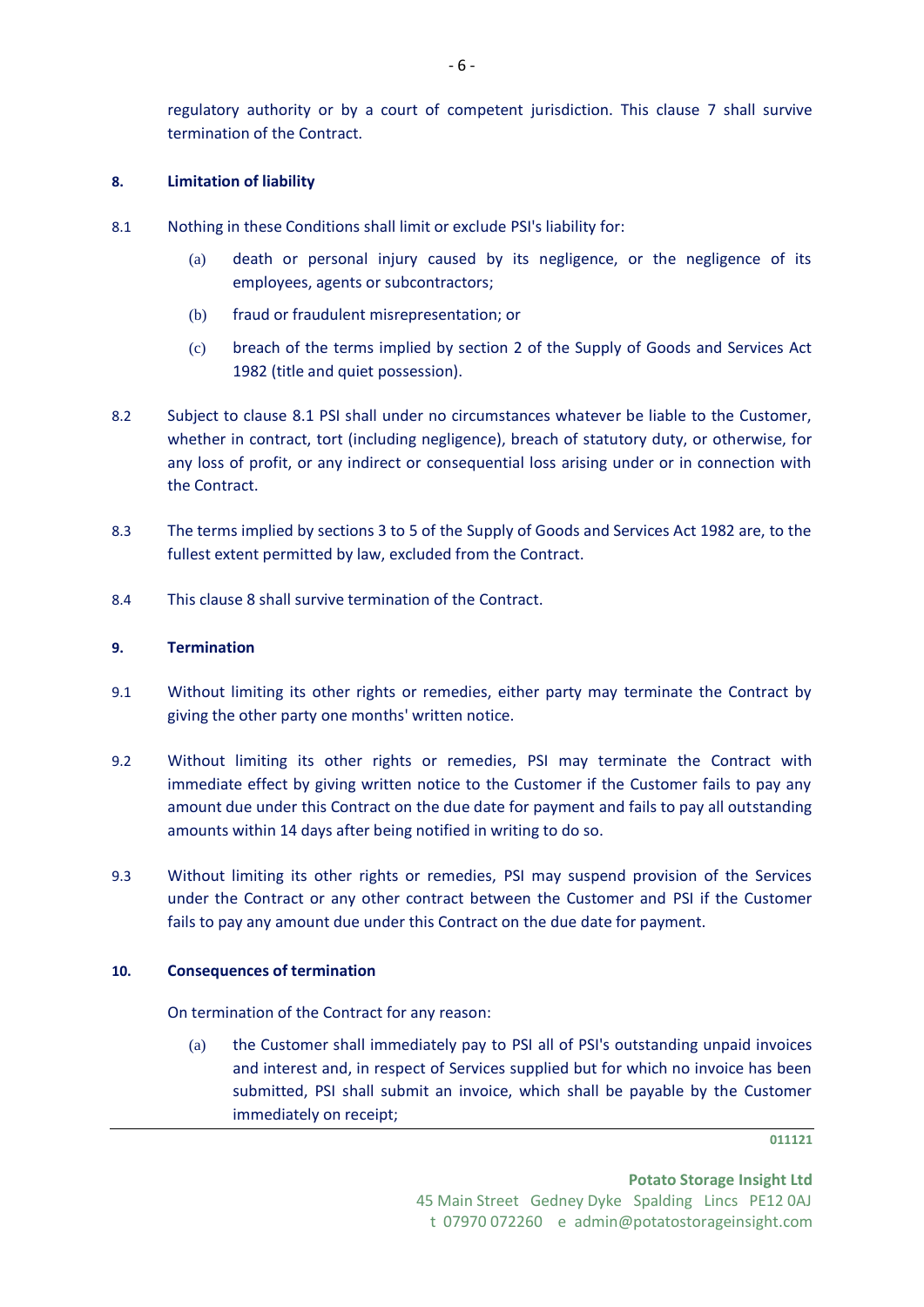regulatory authority or by a court of competent jurisdiction. This clause 7 shall survive termination of the Contract.

## 8. Limitation of liability

8.1 Nothing in these Conditions shall limit or exclude PSI's liability for:

(a) death or personal injury caused by its negligence, or the negligence of its employees, agents or subcontractors;

(b) fraud or fraudulent misrepresentation; or

(c) breach of the terms implied by section 2 of the Supply of Goods and Services Act 1982 (title and quiet possession).

8.2 Subject to clause 8.1 PSI shall under no circumstances whatever be liable to the Customer, whether in contract, tort (including negligence), breach of statutory duty, or otherwise, for any loss of profit, or any indirect or consequential loss arising under or in connection with the Contract.

8.3 The terms implied by sections 3 to 5 of the Supply of Goods and Services Act 1982 are, to the fullest extent permitted by law, excluded from the Contract.

8.4 This clause 8 shall survive termination of the Contract.

## 9. Termination

9.1 Without limiting its other rights or remedies, either party may terminate the Contract by giving the other party one months' written notice.

9.2 Without limiting its other rights or remedies, PSI may terminate the Contract with immediate effect by giving written notice to the Customer if the Customer fails to pay any amount due under this Contract on the due date for payment and fails to pay all outstanding amounts within 14 days after being notified in writing to do so.

9.3 Without limiting its other rights or remedies, PSI may suspend provision of the Services under the Contract or any other contract between the Customer and PSI if the Customer fails to pay any amount due under this Contract on the due date for payment.

## 10. Consequences of termination

On termination of the Contract for any reason:

(a) the Customer shall immediately pay to PSI all of PSI's outstanding unpaid invoices and interest and, in respect of Services supplied but for which no invoice has been submitted, PSI shall submit an invoice, which shall be payable by the Customer immediately on receipt;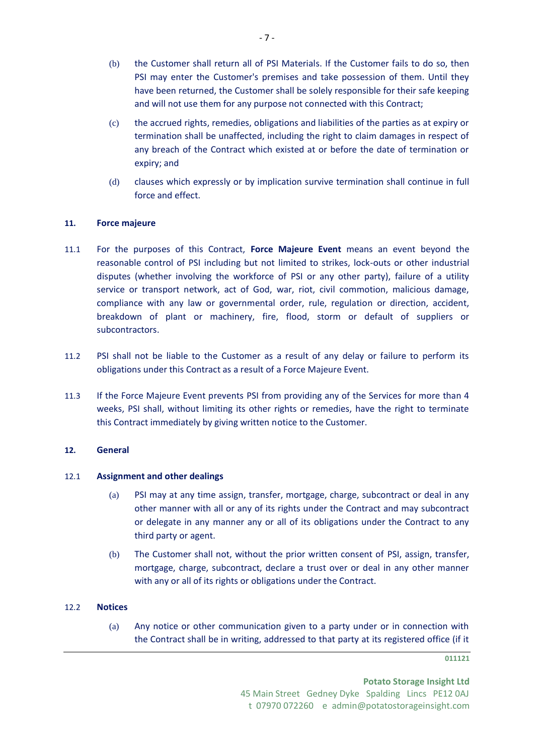(b) the Customer shall return all of PSI Materials. If the Customer fails to do so, then PSI may enter the Customer's premises and take possession of them. Until they have been returned, the Customer shall be solely responsible for their safe keeping and will not use them for any purpose not connected with this Contract;

(c) the accrued rights, remedies, obligations and liabilities of the parties as at expiry or termination shall be unaffected, including the right to claim damages in respect of any breach of the Contract which existed at or before the date of termination or expiry; and

(d) clauses which expressly or by implication survive termination shall continue in full force and effect.

## 11. Force majeure

11.1 For the purposes of this Contract, **Force Majeure Event** means an event beyond the reasonable control of PSI including but not limited to strikes, lock-outs or other industrial disputes (whether involving the workforce of PSI or any other party), failure of a utility service or transport network, act of God, war, riot, civil commotion, malicious damage, compliance with any law or governmental order, rule, regulation or direction, accident, breakdown of plant or machinery, fire, flood, storm or default of suppliers or subcontractors.

11.2 PSI shall not be liable to the Customer as a result of any delay or failure to perform its obligations under this Contract as a result of a Force Majeure Event.

11.3 If the Force Majeure Event prevents PSI from providing any of the Services for more than 4 weeks, PSI shall, without limiting its other rights or remedies, have the right to terminate this Contract immediately by giving written notice to the Customer.

## 12. General

### 12.1 Assignment and other dealings

(a) PSI may at any time assign, transfer, mortgage, charge, subcontract or deal in any other manner with all or any of its rights under the Contract and may subcontract or delegate in any manner any or all of its obligations under the Contract to any third party or agent.

(b) The Customer shall not, without the prior written consent of PSI, assign, transfer, mortgage, charge, subcontract, declare a trust over or deal in any other manner with any or all of its rights or obligations under the Contract.

### 12.2 Notices

(a) Any notice or other communication given to a party under or in connection with the Contract shall be in writing, addressed to that party at its registered office (if it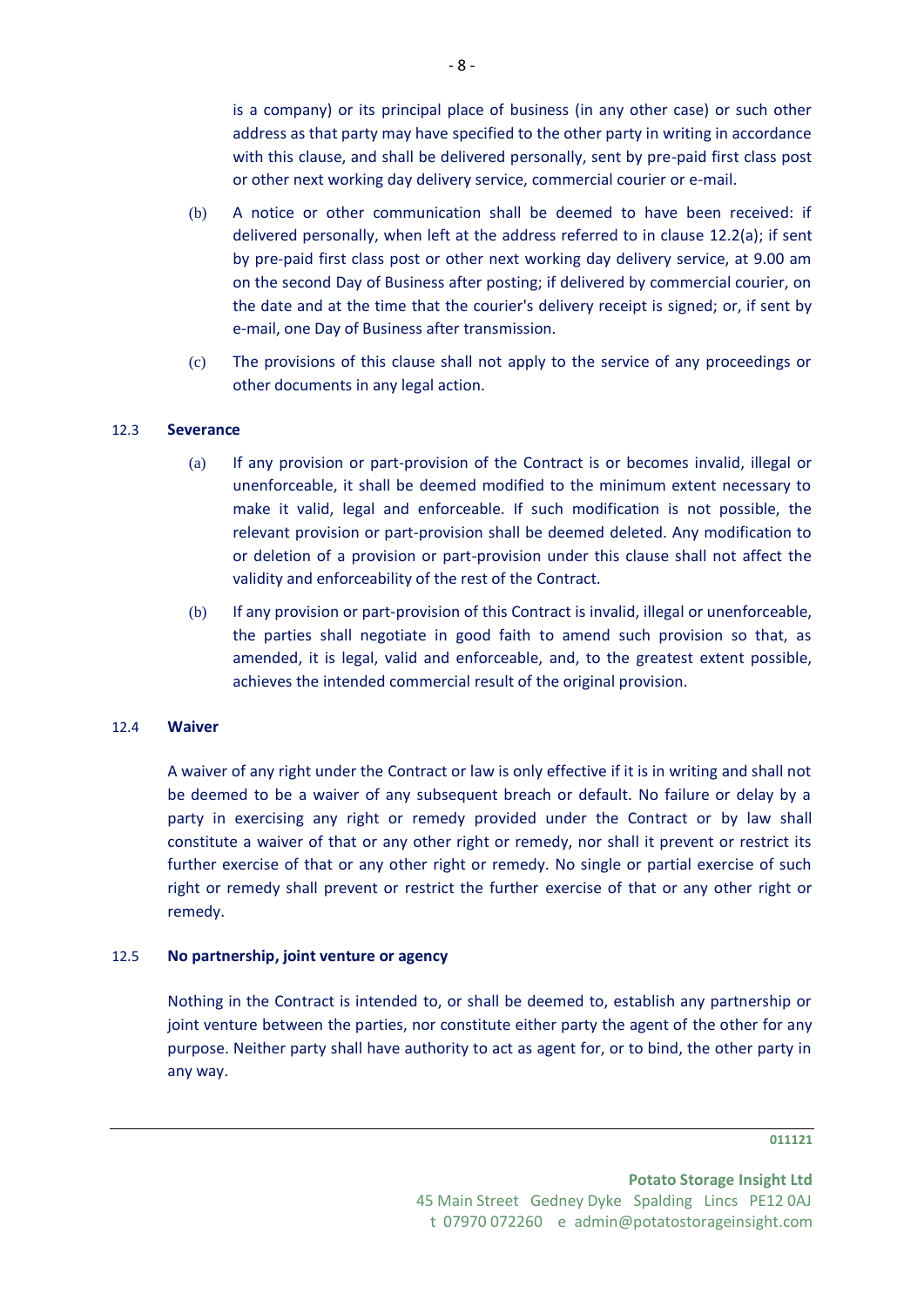is a company) or its principal place of business (in any other case) or such other address as that party may have specified to the other party in writing in accordance with this clause, and shall be delivered personally, sent by pre-paid first class post or other next working day delivery service, commercial courier or e-mail.

(b) A notice or other communication shall be deemed to have been received: if delivered personally, when left at the address referred to in clause 12.2(a); if sent by pre-paid first class post or other next working day delivery service, at 9.00 am on the second Day of Business after posting; if delivered by commercial courier, on the date and at the time that the courier's delivery receipt is signed; or, if sent by e-mail, one Day of Business after transmission.

(c) The provisions of this clause shall not apply to the service of any proceedings or other documents in any legal action.

### 12.3 **Severance**

(a) If any provision or part-provision of the Contract is or becomes invalid, illegal or unenforceable, it shall be deemed modified to the minimum extent necessary to make it valid, legal and enforceable. If such modification is not possible, the relevant provision or part-provision shall be deemed deleted. Any modification to or deletion of a provision or part-provision under this clause shall not affect the validity and enforceability of the rest of the Contract.

(b) If any provision or part-provision of this Contract is invalid, illegal or unenforceable, the parties shall negotiate in good faith to amend such provision so that, as amended, it is legal, valid and enforceable, and, to the greatest extent possible, achieves the intended commercial result of the original provision.

### 12.4 **Waiver**

A waiver of any right under the Contract or law is only effective if it is in writing and shall not be deemed to be a waiver of any subsequent breach or default. No failure or delay by a party in exercising any right or remedy provided under the Contract or by law shall constitute a waiver of that or any other right or remedy, nor shall it prevent or restrict its further exercise of that or any other right or remedy. No single or partial exercise of such right or remedy shall prevent or restrict the further exercise of that or any other right or remedy.

### 12.5 **No partnership, joint venture or agency**

Nothing in the Contract is intended to, or shall be deemed to, establish any partnership or joint venture between the parties, nor constitute either party the agent of the other for any purpose. Neither party shall have authority to act as agent for, or to bind, the other party in any way.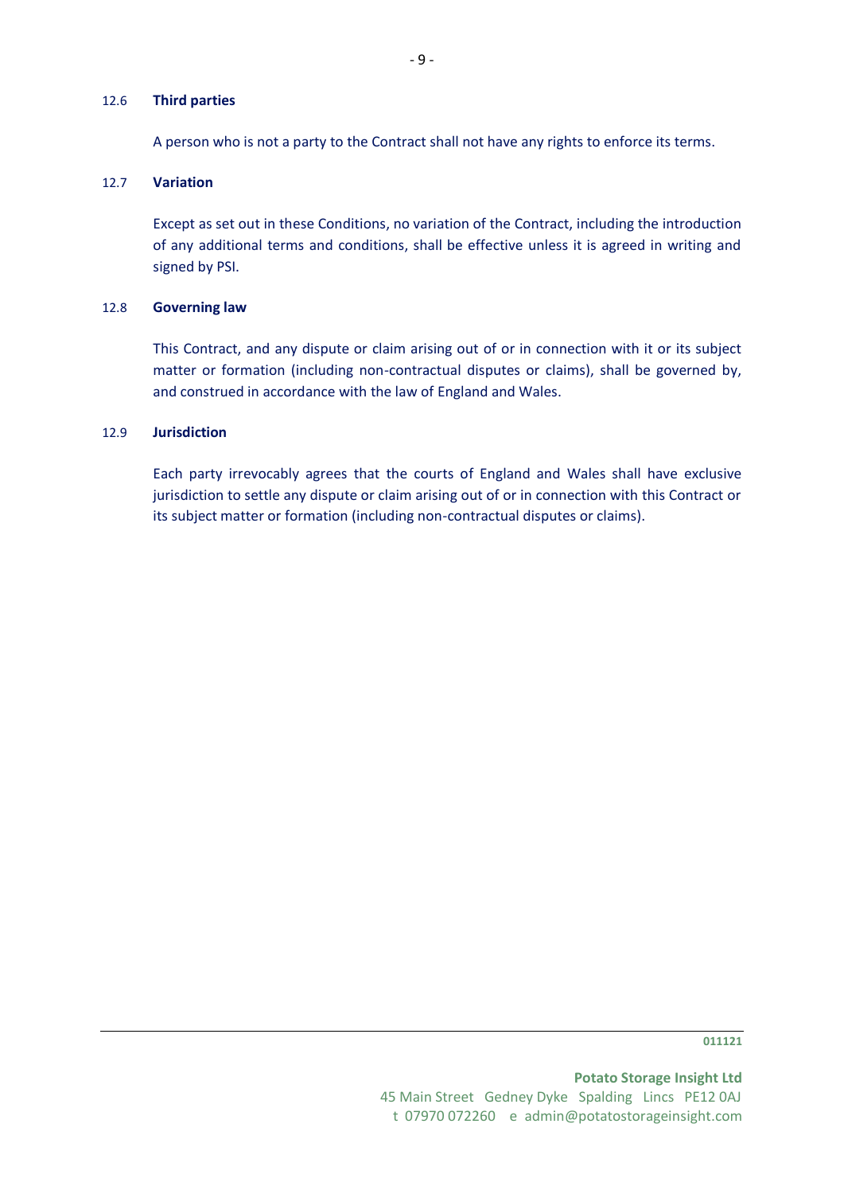### 12.6 Third parties

A person who is not a party to the Contract shall not have any rights to enforce its terms.

### 12.7 Variation

Except as set out in these Conditions, no variation of the Contract, including the introduction of any additional terms and conditions, shall be effective unless it is agreed in writing and signed by PSI.

### 12.8 Governing law

This Contract, and any dispute or claim arising out of or in connection with it or its subject matter or formation (including non-contractual disputes or claims), shall be governed by, and construed in accordance with the law of England and Wales.

### 12.9 Jurisdiction

Each party irrevocably agrees that the courts of England and Wales shall have exclusive jurisdiction to settle any dispute or claim arising out of or in connection with this Contract or its subject matter or formation (including non-contractual disputes or claims).